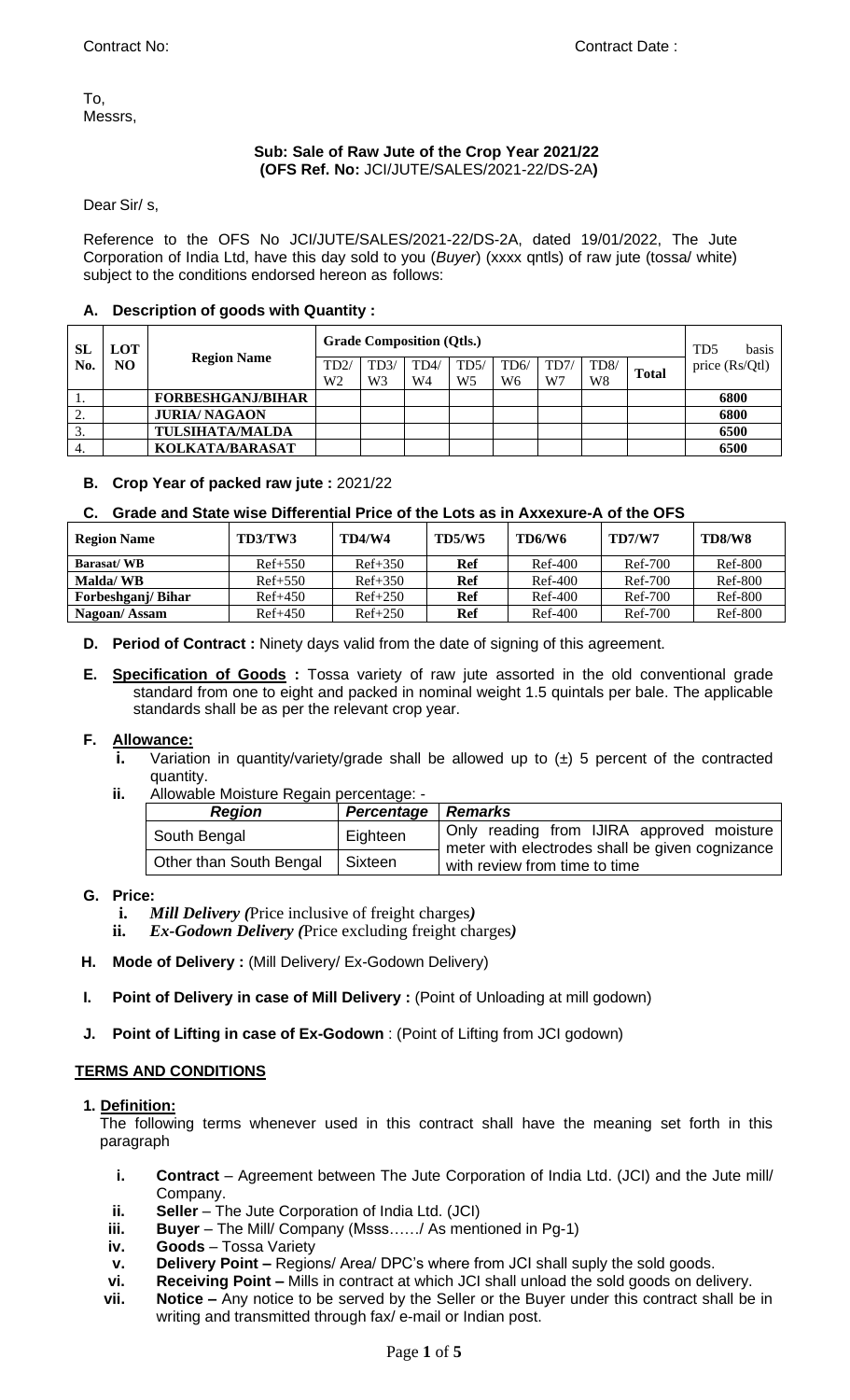Contract No: Contract Date :

To,
Messrs,

**Sub: Sale of Raw Jute of the Crop Year 2021/22**
**(OFS Ref. No:** JCI/JUTE/SALES/2021-22/DS-2A**)**

Dear Sir/ s,

Reference to the OFS No JCI/JUTE/SALES/2021-22/DS-2A, dated 19/01/2022, The Jute Corporation of India Ltd, have this day sold to you (*Buyer*) (xxxx qntls) of raw jute (tossa/ white) subject to the conditions endorsed hereon as follows:

### A. Description of goods with Quantity :

| SL No. | LOT NO | Region Name | Grade Composition (Qtls.) | | | | | | | | TD5 basis price (Rs/Qtl) |
|---|---|---|---|---|---|---|---|---|---|---|---|
| | | | TD2/ W2 | TD3/ W3 | TD4/ W4 | TD5/ W5 | TD6/ W6 | TD7/ W7 | TD8/ W8 | Total | |
| 1. | | **FORBESHGANJ/BIHAR** | | | | | | | | | **6800** |
| 2. | | **JURIA/ NAGAON** | | | | | | | | | **6800** |
| 3. | | **TULSIHATA/MALDA** | | | | | | | | | **6500** |
| 4. | | **KOLKATA/BARASAT** | | | | | | | | | **6500** |

### B. Crop Year of packed raw jute : 2021/22

### C. Grade and State wise Differential Price of the Lots as in Axxexure-A of the OFS

| Region Name | TD3/TW3 | TD4/W4 | TD5/W5 | TD6/W6 | TD7/W7 | TD8/W8 |
|---|---|---|---|---|---|---|
| **Barasat/ WB** | Ref+550 | Ref+350 | **Ref** | Ref-400 | Ref-700 | Ref-800 |
| **Malda/ WB** | Ref+550 | Ref+350 | **Ref** | Ref-400 | Ref-700 | Ref-800 |
| **Forbeshganj/ Bihar** | Ref+450 | Ref+250 | **Ref** | Ref-400 | Ref-700 | Ref-800 |
| **Nagaon/ Assam** | Ref+450 | Ref+250 | **Ref** | Ref-400 | Ref-700 | Ref-800 |

**D. Period of Contract :** Ninety days valid from the date of signing of this agreement.

**E. Specification of Goods :** Tossa variety of raw jute assorted in the old conventional grade standard from one to eight and packed in nominal weight 1.5 quintals per bale. The applicable standards shall be as per the relevant crop year.

**F. Allowance:**

- **i.** Variation in quantity/variety/grade shall be allowed up to (±) 5 percent of the contracted quantity.
- **ii.** Allowable Moisture Regain percentage: -

| *Region* | *Percentage* | *Remarks* |
|---|---|---|
| South Bengal | Eighteen | Only reading from IJIRA approved moisture meter with electrodes shall be given cognizance with review from time to time |
| Other than South Bengal | Sixteen | |

**G. Price:**

- **i.** ***Mill Delivery (****Price inclusive of freight charges****)***
- **ii.** ***Ex-Godown Delivery (****Price excluding freight charges****)***

**H. Mode of Delivery :** (Mill Delivery/ Ex-Godown Delivery)

**I. Point of Delivery in case of Mill Delivery :** (Point of Unloading at mill godown)

**J. Point of Lifting in case of Ex-Godown** : (Point of Lifting from JCI godown)

## TERMS AND CONDITIONS

**1. Definition:**

The following terms whenever used in this contract shall have the meaning set forth in this paragraph

- **i. Contract** – Agreement between The Jute Corporation of India Ltd. (JCI) and the Jute mill/ Company.
- **ii. Seller** – The Jute Corporation of India Ltd. (JCI)
- **iii. Buyer** – The Mill/ Company (Msss……/ As mentioned in Pg-1)
- **iv. Goods** – Tossa Variety
- **v. Delivery Point –** Regions/ Area/ DPC's where from JCI shall suply the sold goods.
- **vi. Receiving Point –** Mills in contract at which JCI shall unload the sold goods on delivery.
- **vii. Notice –** Any notice to be served by the Seller or the Buyer under this contract shall be in writing and transmitted through fax/ e-mail or Indian post.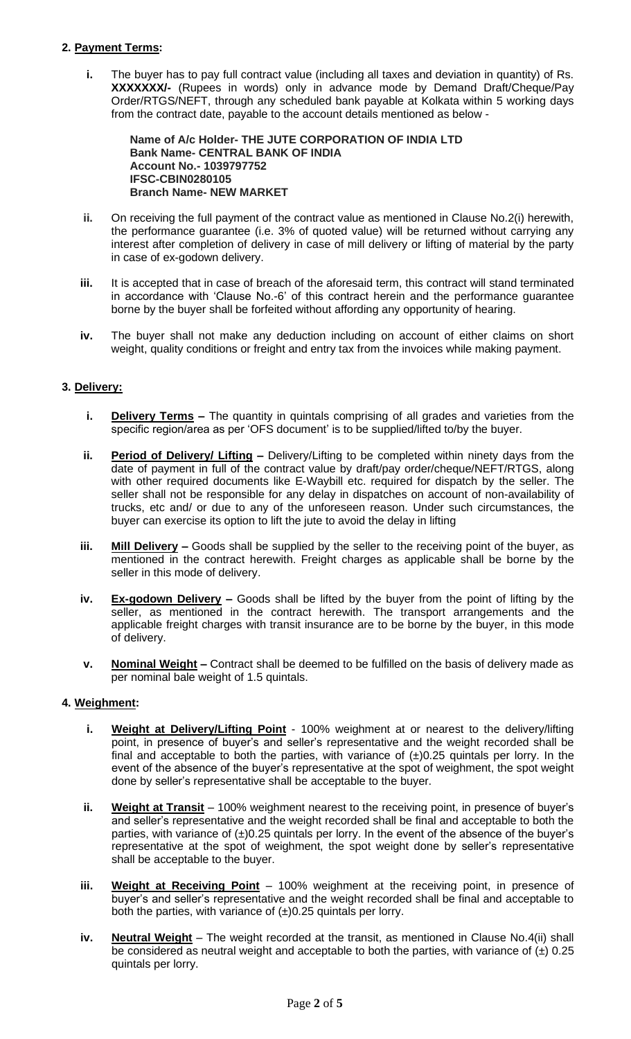## 2. Payment Terms:

**i.** The buyer has to pay full contract value (including all taxes and deviation in quantity) of Rs. **XXXXXXX/-** (Rupees in words) only in advance mode by Demand Draft/Cheque/Pay Order/RTGS/NEFT, through any scheduled bank payable at Kolkata within 5 working days from the contract date, payable to the account details mentioned as below -

> **Name of A/c Holder- THE JUTE CORPORATION OF INDIA LTD**
> **Bank Name- CENTRAL BANK OF INDIA**
> **Account No.- 1039797752**
> **IFSC-CBIN0280105**
> **Branch Name- NEW MARKET**

**ii.** On receiving the full payment of the contract value as mentioned in Clause No.2(i) herewith, the performance guarantee (i.e. 3% of quoted value) will be returned without carrying any interest after completion of delivery in case of mill delivery or lifting of material by the party in case of ex-godown delivery.

**iii.** It is accepted that in case of breach of the aforesaid term, this contract will stand terminated in accordance with 'Clause No.-6' of this contract herein and the performance guarantee borne by the buyer shall be forfeited without affording any opportunity of hearing.

**iv.** The buyer shall not make any deduction including on account of either claims on short weight, quality conditions or freight and entry tax from the invoices while making payment.

## 3. Delivery:

**i.** **Delivery Terms –** The quantity in quintals comprising of all grades and varieties from the specific region/area as per 'OFS document' is to be supplied/lifted to/by the buyer.

**ii.** **Period of Delivery/ Lifting –** Delivery/Lifting to be completed within ninety days from the date of payment in full of the contract value by draft/pay order/cheque/NEFT/RTGS, along with other required documents like E-Waybill etc. required for dispatch by the seller. The seller shall not be responsible for any delay in dispatches on account of non-availability of trucks, etc and/ or due to any of the unforeseen reason. Under such circumstances, the buyer can exercise its option to lift the jute to avoid the delay in lifting

**iii.** **Mill Delivery –** Goods shall be supplied by the seller to the receiving point of the buyer, as mentioned in the contract herewith. Freight charges as applicable shall be borne by the seller in this mode of delivery.

**iv.** **Ex-godown Delivery –** Goods shall be lifted by the buyer from the point of lifting by the seller, as mentioned in the contract herewith. The transport arrangements and the applicable freight charges with transit insurance are to be borne by the buyer, in this mode of delivery.

**v.** **Nominal Weight –** Contract shall be deemed to be fulfilled on the basis of delivery made as per nominal bale weight of 1.5 quintals.

## 4. Weighment:

**i.** **Weight at Delivery/Lifting Point** - 100% weighment at or nearest to the delivery/lifting point, in presence of buyer's and seller's representative and the weight recorded shall be final and acceptable to both the parties, with variance of (±)0.25 quintals per lorry. In the event of the absence of the buyer's representative at the spot of weighment, the spot weight done by seller's representative shall be acceptable to the buyer.

**ii.** **Weight at Transit** – 100% weighment nearest to the receiving point, in presence of buyer's and seller's representative and the weight recorded shall be final and acceptable to both the parties, with variance of (±)0.25 quintals per lorry. In the event of the absence of the buyer's representative at the spot of weighment, the spot weight done by seller's representative shall be acceptable to the buyer.

**iii.** **Weight at Receiving Point** – 100% weighment at the receiving point, in presence of buyer's and seller's representative and the weight recorded shall be final and acceptable to both the parties, with variance of (±)0.25 quintals per lorry.

**iv.** **Neutral Weight** – The weight recorded at the transit, as mentioned in Clause No.4(ii) shall be considered as neutral weight and acceptable to both the parties, with variance of (±) 0.25 quintals per lorry.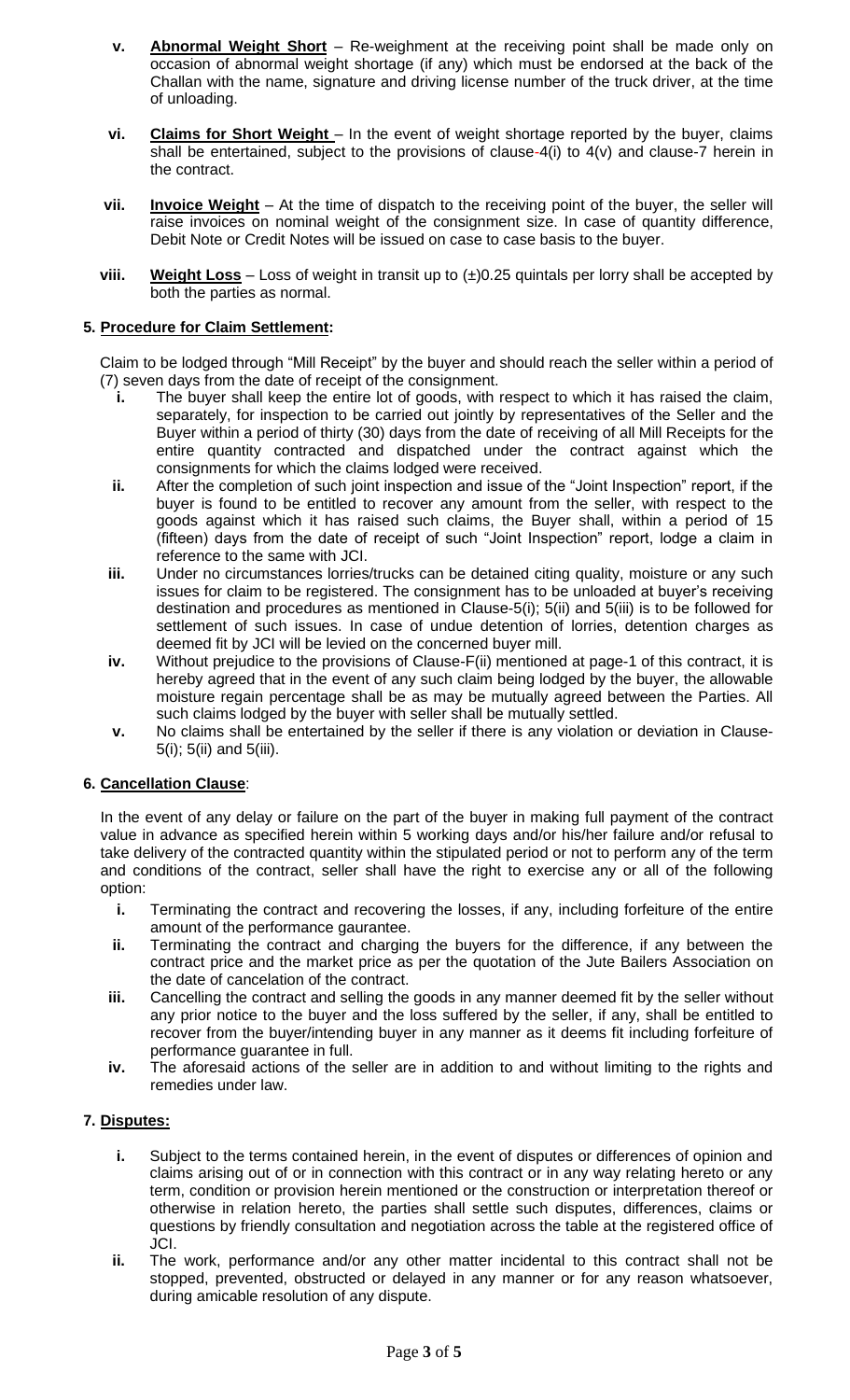- **v.** **Abnormal Weight Short** – Re-weighment at the receiving point shall be made only on occasion of abnormal weight shortage (if any) which must be endorsed at the back of the Challan with the name, signature and driving license number of the truck driver, at the time of unloading.

- **vi.** **Claims for Short Weight** – In the event of weight shortage reported by the buyer, claims shall be entertained, subject to the provisions of clause-4(i) to 4(v) and clause-7 herein in the contract.

- **vii.** **Invoice Weight** – At the time of dispatch to the receiving point of the buyer, the seller will raise invoices on nominal weight of the consignment size. In case of quantity difference, Debit Note or Credit Notes will be issued on case to case basis to the buyer.

- **viii.** **Weight Loss** – Loss of weight in transit up to (±)0.25 quintals per lorry shall be accepted by both the parties as normal.

## 5. Procedure for Claim Settlement:

Claim to be lodged through "Mill Receipt" by the buyer and should reach the seller within a period of (7) seven days from the date of receipt of the consignment.

- **i.** The buyer shall keep the entire lot of goods, with respect to which it has raised the claim, separately, for inspection to be carried out jointly by representatives of the Seller and the Buyer within a period of thirty (30) days from the date of receiving of all Mill Receipts for the entire quantity contracted and dispatched under the contract against which the consignments for which the claims lodged were received.
- **ii.** After the completion of such joint inspection and issue of the "Joint Inspection" report, if the buyer is found to be entitled to recover any amount from the seller, with respect to the goods against which it has raised such claims, the Buyer shall, within a period of 15 (fifteen) days from the date of receipt of such "Joint Inspection" report, lodge a claim in reference to the same with JCI.
- **iii.** Under no circumstances lorries/trucks can be detained citing quality, moisture or any such issues for claim to be registered. The consignment has to be unloaded at buyer's receiving destination and procedures as mentioned in Clause-5(i); 5(ii) and 5(iii) is to be followed for settlement of such issues. In case of undue detention of lorries, detention charges as deemed fit by JCI will be levied on the concerned buyer mill.
- **iv.** Without prejudice to the provisions of Clause-F(ii) mentioned at page-1 of this contract, it is hereby agreed that in the event of any such claim being lodged by the buyer, the allowable moisture regain percentage shall be as may be mutually agreed between the Parties. All such claims lodged by the buyer with seller shall be mutually settled.
- **v.** No claims shall be entertained by the seller if there is any violation or deviation in Clause-5(i); 5(ii) and 5(iii).

## 6. Cancellation Clause:

In the event of any delay or failure on the part of the buyer in making full payment of the contract value in advance as specified herein within 5 working days and/or his/her failure and/or refusal to take delivery of the contracted quantity within the stipulated period or not to perform any of the term and conditions of the contract, seller shall have the right to exercise any or all of the following option:

- **i.** Terminating the contract and recovering the losses, if any, including forfeiture of the entire amount of the performance gaurantee.
- **ii.** Terminating the contract and charging the buyers for the difference, if any between the contract price and the market price as per the quotation of the Jute Bailers Association on the date of cancelation of the contract.
- **iii.** Cancelling the contract and selling the goods in any manner deemed fit by the seller without any prior notice to the buyer and the loss suffered by the seller, if any, shall be entitled to recover from the buyer/intending buyer in any manner as it deems fit including forfeiture of performance guarantee in full.
- **iv.** The aforesaid actions of the seller are in addition to and without limiting to the rights and remedies under law.

## 7. Disputes:

- **i.** Subject to the terms contained herein, in the event of disputes or differences of opinion and claims arising out of or in connection with this contract or in any way relating hereto or any term, condition or provision herein mentioned or the construction or interpretation thereof or otherwise in relation hereto, the parties shall settle such disputes, differences, claims or questions by friendly consultation and negotiation across the table at the registered office of JCI.
- **ii.** The work, performance and/or any other matter incidental to this contract shall not be stopped, prevented, obstructed or delayed in any manner or for any reason whatsoever, during amicable resolution of any dispute.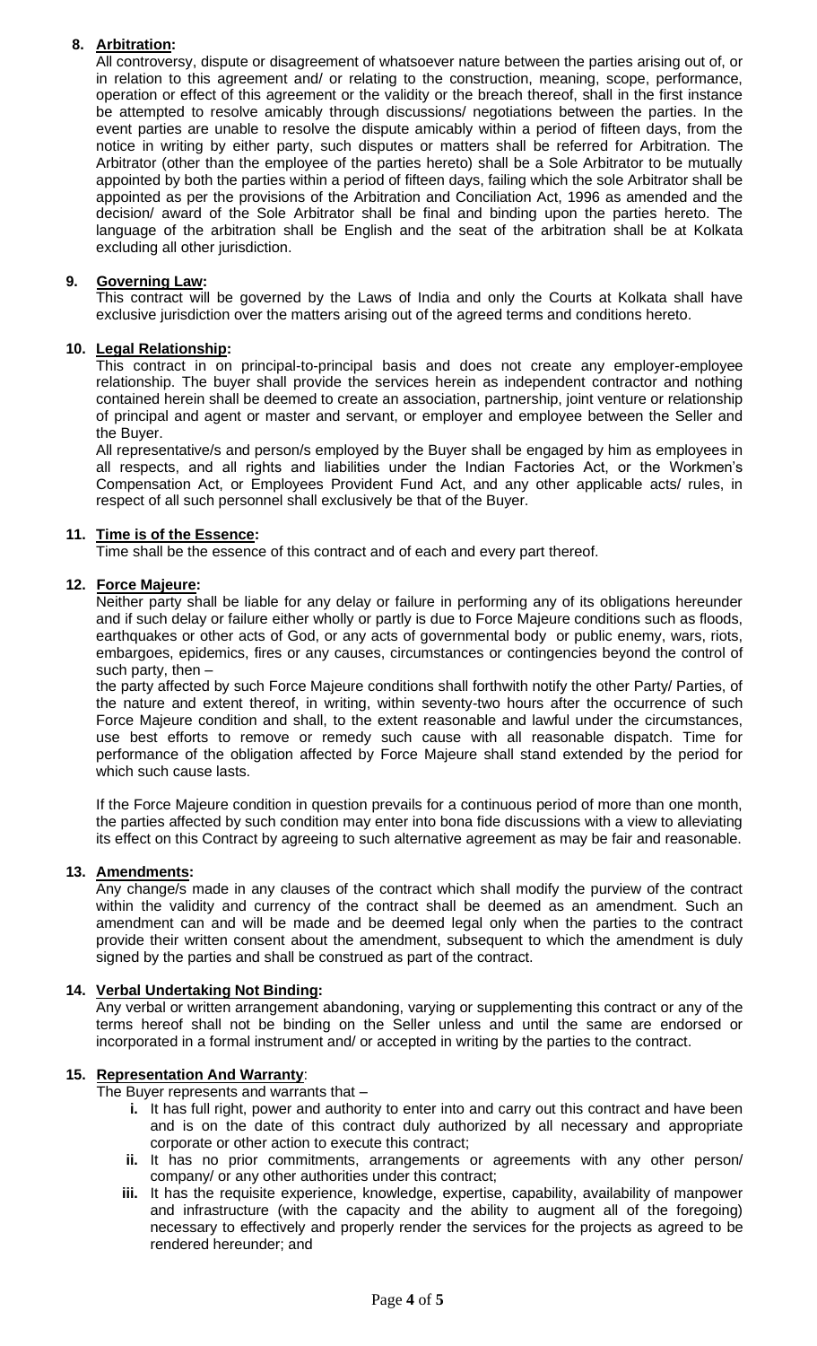**8. Arbitration:**

All controversy, dispute or disagreement of whatsoever nature between the parties arising out of, or in relation to this agreement and/ or relating to the construction, meaning, scope, performance, operation or effect of this agreement or the validity or the breach thereof, shall in the first instance be attempted to resolve amicably through discussions/ negotiations between the parties. In the event parties are unable to resolve the dispute amicably within a period of fifteen days, from the notice in writing by either party, such disputes or matters shall be referred for Arbitration. The Arbitrator (other than the employee of the parties hereto) shall be a Sole Arbitrator to be mutually appointed by both the parties within a period of fifteen days, failing which the sole Arbitrator shall be appointed as per the provisions of the Arbitration and Conciliation Act, 1996 as amended and the decision/ award of the Sole Arbitrator shall be final and binding upon the parties hereto. The language of the arbitration shall be English and the seat of the arbitration shall be at Kolkata excluding all other jurisdiction.

**9. Governing Law:**

This contract will be governed by the Laws of India and only the Courts at Kolkata shall have exclusive jurisdiction over the matters arising out of the agreed terms and conditions hereto.

**10. Legal Relationship:**

This contract in on principal-to-principal basis and does not create any employer-employee relationship. The buyer shall provide the services herein as independent contractor and nothing contained herein shall be deemed to create an association, partnership, joint venture or relationship of principal and agent or master and servant, or employer and employee between the Seller and the Buyer.

All representative/s and person/s employed by the Buyer shall be engaged by him as employees in all respects, and all rights and liabilities under the Indian Factories Act, or the Workmen's Compensation Act, or Employees Provident Fund Act, and any other applicable acts/ rules, in respect of all such personnel shall exclusively be that of the Buyer.

**11. Time is of the Essence:**

Time shall be the essence of this contract and of each and every part thereof.

**12. Force Majeure:**

Neither party shall be liable for any delay or failure in performing any of its obligations hereunder and if such delay or failure either wholly or partly is due to Force Majeure conditions such as floods, earthquakes or other acts of God, or any acts of governmental body or public enemy, wars, riots, embargoes, epidemics, fires or any causes, circumstances or contingencies beyond the control of such party, then –

the party affected by such Force Majeure conditions shall forthwith notify the other Party/ Parties, of the nature and extent thereof, in writing, within seventy-two hours after the occurrence of such Force Majeure condition and shall, to the extent reasonable and lawful under the circumstances, use best efforts to remove or remedy such cause with all reasonable dispatch. Time for performance of the obligation affected by Force Majeure shall stand extended by the period for which such cause lasts.

If the Force Majeure condition in question prevails for a continuous period of more than one month, the parties affected by such condition may enter into bona fide discussions with a view to alleviating its effect on this Contract by agreeing to such alternative agreement as may be fair and reasonable.

**13. Amendments:**

Any change/s made in any clauses of the contract which shall modify the purview of the contract within the validity and currency of the contract shall be deemed as an amendment. Such an amendment can and will be made and be deemed legal only when the parties to the contract provide their written consent about the amendment, subsequent to which the amendment is duly signed by the parties and shall be construed as part of the contract.

**14. Verbal Undertaking Not Binding:**

Any verbal or written arrangement abandoning, varying or supplementing this contract or any of the terms hereof shall not be binding on the Seller unless and until the same are endorsed or incorporated in a formal instrument and/ or accepted in writing by the parties to the contract.

**15. Representation And Warranty:**

The Buyer represents and warrants that –

- **i.** It has full right, power and authority to enter into and carry out this contract and have been and is on the date of this contract duly authorized by all necessary and appropriate corporate or other action to execute this contract;
- **ii.** It has no prior commitments, arrangements or agreements with any other person/ company/ or any other authorities under this contract;
- **iii.** It has the requisite experience, knowledge, expertise, capability, availability of manpower and infrastructure (with the capacity and the ability to augment all of the foregoing) necessary to effectively and properly render the services for the projects as agreed to be rendered hereunder; and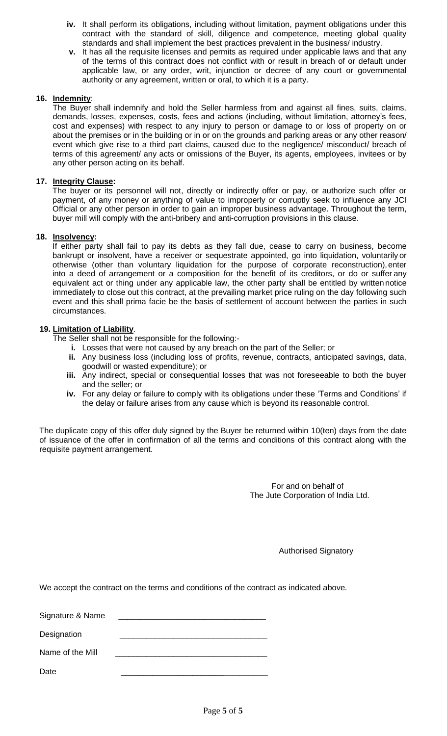iv. It shall perform its obligations, including without limitation, payment obligations under this contract with the standard of skill, diligence and competence, meeting global quality standards and shall implement the best practices prevalent in the business/ industry.

v. It has all the requisite licenses and permits as required under applicable laws and that any of the terms of this contract does not conflict with or result in breach of or default under applicable law, or any order, writ, injunction or decree of any court or governmental authority or any agreement, written or oral, to which it is a party.

**16. Indemnity**:

The Buyer shall indemnify and hold the Seller harmless from and against all fines, suits, claims, demands, losses, expenses, costs, fees and actions (including, without limitation, attorney's fees, cost and expenses) with respect to any injury to person or damage to or loss of property on or about the premises or in the building or in or on the grounds and parking areas or any other reason/ event which give rise to a third part claims, caused due to the negligence/ misconduct/ breach of terms of this agreement/ any acts or omissions of the Buyer, its agents, employees, invitees or by any other person acting on its behalf.

**17. Integrity Clause:**

The buyer or its personnel will not, directly or indirectly offer or pay, or authorize such offer or payment, of any money or anything of value to improperly or corruptly seek to influence any JCI Official or any other person in order to gain an improper business advantage. Throughout the term, buyer mill will comply with the anti-bribery and anti-corruption provisions in this clause.

**18. Insolvency:**

If either party shall fail to pay its debts as they fall due, cease to carry on business, become bankrupt or insolvent, have a receiver or sequestrate appointed, go into liquidation, voluntarily or otherwise (other than voluntary liquidation for the purpose of corporate reconstruction), enter into a deed of arrangement or a composition for the benefit of its creditors, or do or suffer any equivalent act or thing under any applicable law, the other party shall be entitled by written notice immediately to close out this contract, at the prevailing market price ruling on the day following such event and this shall prima facie be the basis of settlement of account between the parties in such circumstances.

**19. Limitation of Liability**.

The Seller shall not be responsible for the following:-

i. Losses that were not caused by any breach on the part of the Seller; or
ii. Any business loss (including loss of profits, revenue, contracts, anticipated savings, data, goodwill or wasted expenditure); or
iii. Any indirect, special or consequential losses that was not foreseeable to both the buyer and the seller; or
iv. For any delay or failure to comply with its obligations under these 'Terms and Conditions' if the delay or failure arises from any cause which is beyond its reasonable control.

The duplicate copy of this offer duly signed by the Buyer be returned within 10(ten) days from the date of issuance of the offer in confirmation of all the terms and conditions of this contract along with the requisite payment arrangement.

For and on behalf of
The Jute Corporation of India Ltd.

Authorised Signatory

We accept the contract on the terms and conditions of the contract as indicated above.

Signature & Name ________________________________

Designation ________________________________

Name of the Mill ________________________________

Date ________________________________